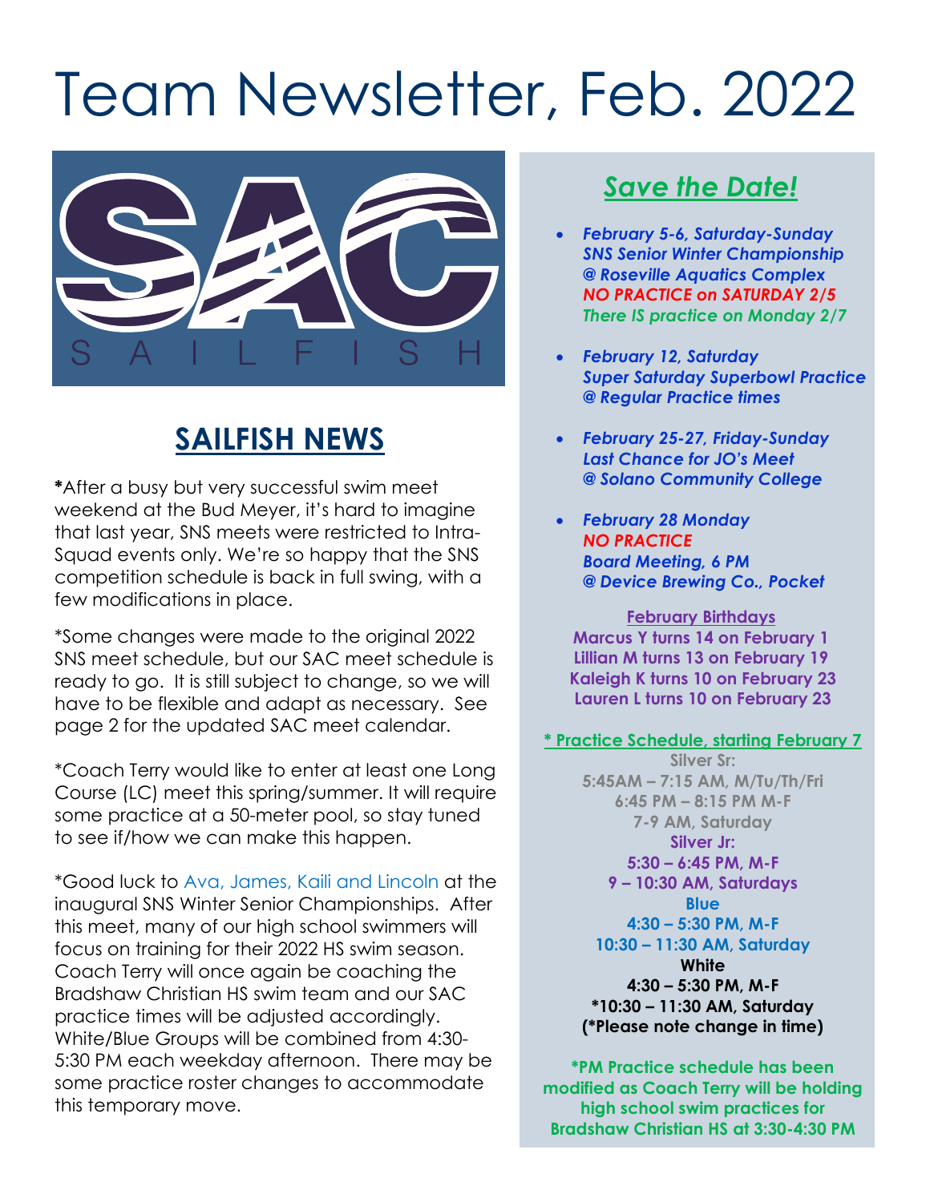# Team Newsletter, Feb. 2022

## SAILFISH NEWS

*After a busy but very successful swim meet weekend at the Bud Meyer, it's hard to imagine that last year, SNS meets were restricted to Intra-Squad events only. We're so happy that the SNS competition schedule is back in full swing, with a few modifications in place.

*Some changes were made to the original 2022 SNS meet schedule, but our SAC meet schedule is ready to go. It is still subject to change, so we will have to be flexible and adapt as necessary. See page 2 for the updated SAC meet calendar.

*Coach Terry would like to enter at least one Long Course (LC) meet this spring/summer. It will require some practice at a 50-meter pool, so stay tuned to see if/how we can make this happen.

*Good luck to Ava, James, Kaili and Lincoln at the inaugural SNS Winter Senior Championships. After this meet, many of our high school swimmers will focus on training for their 2022 HS swim season. Coach Terry will once again be coaching the Bradshaw Christian HS swim team and our SAC practice times will be adjusted accordingly. White/Blue Groups will be combined from 4:30-5:30 PM each weekday afternoon. There may be some practice roster changes to accommodate this temporary move.

## *Save the Date!*

- ***February 5-6, Saturday-Sunday***
  ***SNS Senior Winter Championship***
  ***@ Roseville Aquatics Complex***
  ***NO PRACTICE on SATURDAY 2/5***
  ***There IS practice on Monday 2/7***
- ***February 12, Saturday***
  ***Super Saturday Superbowl Practice***
  ***@ Regular Practice times***
- ***February 25-27, Friday-Sunday***
  ***Last Chance for JO's Meet***
  ***@ Solano Community College***
- ***February 28 Monday***
  ***NO PRACTICE***
  ***Board Meeting, 6 PM***
  ***@ Device Brewing Co., Pocket***

**February Birthdays**

**Marcus Y turns 14 on February 1**
**Lillian M turns 13 on February 19**
**Kaleigh K turns 10 on February 23**
**Lauren L turns 10 on February 23**

**\* Practice Schedule, starting February 7**

**Silver Sr:**
**5:45AM – 7:15 AM, M/Tu/Th/Fri**
**6:45 PM – 8:15 PM M-F**
**7-9 AM, Saturday**

**Silver Jr:**
**5:30 – 6:45 PM, M-F**
**9 – 10:30 AM, Saturdays**

**Blue**
**4:30 – 5:30 PM, M-F**
**10:30 – 11:30 AM, Saturday**

**White**
**4:30 – 5:30 PM, M-F**
**\*10:30 – 11:30 AM, Saturday**
**(\*Please note change in time)**

**\*PM Practice schedule has been modified as Coach Terry will be holding high school swim practices for Bradshaw Christian HS at 3:30-4:30 PM**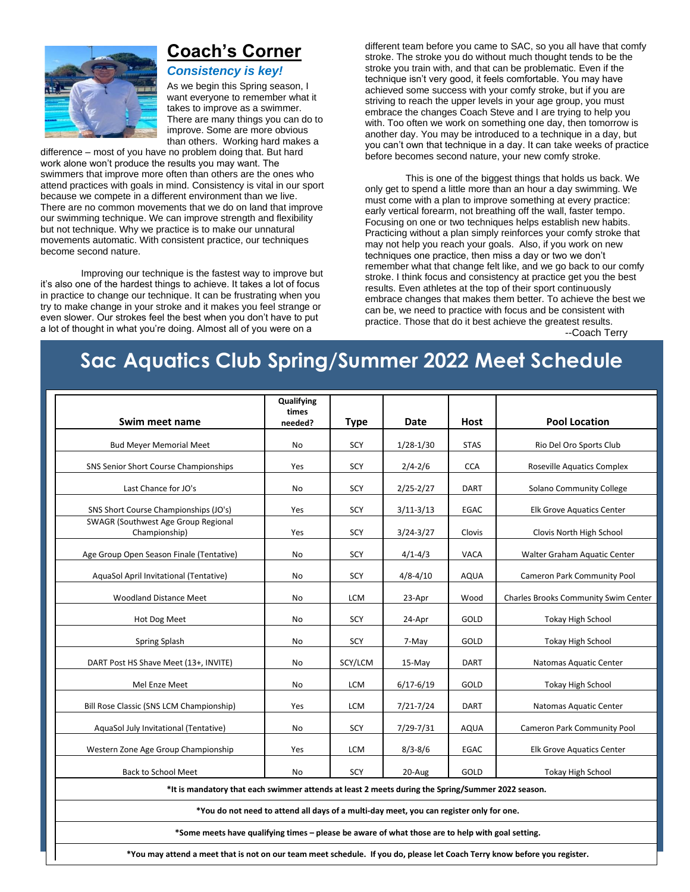## Coach's Corner

### *Consistency is key!*

As we begin this Spring season, I want everyone to remember what it takes to improve as a swimmer. There are many things you can do to improve. Some are more obvious than others. Working hard makes a difference – most of you have no problem doing that. But hard work alone won't produce the results you may want. The swimmers that improve more often than others are the ones who attend practices with goals in mind. Consistency is vital in our sport because we compete in a different environment than we live. There are no common movements that we do on land that improve our swimming technique. We can improve strength and flexibility but not technique. Why we practice is to make our unnatural movements automatic. With consistent practice, our techniques become second nature.

Improving our technique is the fastest way to improve but it's also one of the hardest things to achieve. It takes a lot of focus in practice to change our technique. It can be frustrating when you try to make change in your stroke and it makes you feel strange or even slower. Our strokes feel the best when you don't have to put a lot of thought in what you're doing. Almost all of you were on a different team before you came to SAC, so you all have that comfy stroke. The stroke you do without much thought tends to be the stroke you train with, and that can be problematic. Even if the technique isn't very good, it feels comfortable. You may have achieved some success with your comfy stroke, but if you are striving to reach the upper levels in your age group, you must embrace the changes Coach Steve and I are trying to help you with. Too often we work on something one day, then tomorrow is another day. You may be introduced to a technique in a day, but you can't own that technique in a day. It can take weeks of practice before becomes second nature, your new comfy stroke.

This is one of the biggest things that holds us back. We only get to spend a little more than an hour a day swimming. We must come with a plan to improve something at every practice: early vertical forearm, not breathing off the wall, faster tempo. Focusing on one or two techniques helps establish new habits. Practicing without a plan simply reinforces your comfy stroke that may not help you reach your goals. Also, if you work on new techniques one practice, then miss a day or two we don't remember what that change felt like, and we go back to our comfy stroke. I think focus and consistency at practice get you the best results. Even athletes at the top of their sport continuously embrace changes that makes them better. To achieve the best we can be, we need to practice with focus and be consistent with practice. Those that do it best achieve the greatest results.

--Coach Terry

## Sac Aquatics Club Spring/Summer 2022 Meet Schedule

| Swim meet name | Qualifying times needed? | Type | Date | Host | Pool Location |
|---|---|---|---|---|---|
| Bud Meyer Memorial Meet | No | SCY | 1/28-1/30 | STAS | Rio Del Oro Sports Club |
| SNS Senior Short Course Championships | Yes | SCY | 2/4-2/6 | CCA | Roseville Aquatics Complex |
| Last Chance for JO's | No | SCY | 2/25-2/27 | DART | Solano Community College |
| SNS Short Course Championships (JO's) | Yes | SCY | 3/11-3/13 | EGAC | Elk Grove Aquatics Center |
| SWAGR (Southwest Age Group Regional Championship) | Yes | SCY | 3/24-3/27 | Clovis | Clovis North High School |
| Age Group Open Season Finale (Tentative) | No | SCY | 4/1-4/3 | VACA | Walter Graham Aquatic Center |
| AquaSol April Invitational (Tentative) | No | SCY | 4/8-4/10 | AQUA | Cameron Park Community Pool |
| Woodland Distance Meet | No | LCM | 23-Apr | Wood | Charles Brooks Community Swim Center |
| Hot Dog Meet | No | SCY | 24-Apr | GOLD | Tokay High School |
| Spring Splash | No | SCY | 7-May | GOLD | Tokay High School |
| DART Post HS Shave Meet (13+, INVITE) | No | SCY/LCM | 15-May | DART | Natomas Aquatic Center |
| Mel Enze Meet | No | LCM | 6/17-6/19 | GOLD | Tokay High School |
| Bill Rose Classic (SNS LCM Championship) | Yes | LCM | 7/21-7/24 | DART | Natomas Aquatic Center |
| AquaSol July Invitational (Tentative) | No | SCY | 7/29-7/31 | AQUA | Cameron Park Community Pool |
| Western Zone Age Group Championship | Yes | LCM | 8/3-8/6 | EGAC | Elk Grove Aquatics Center |
| Back to School Meet | No | SCY | 20-Aug | GOLD | Tokay High School |

**\*It is mandatory that each swimmer attends at least 2 meets during the Spring/Summer 2022 season.**

**\*You do not need to attend all days of a multi-day meet, you can register only for one.**

**\*Some meets have qualifying times – please be aware of what those are to help with goal setting.**

**\*You may attend a meet that is not on our team meet schedule. If you do, please let Coach Terry know before you register.**